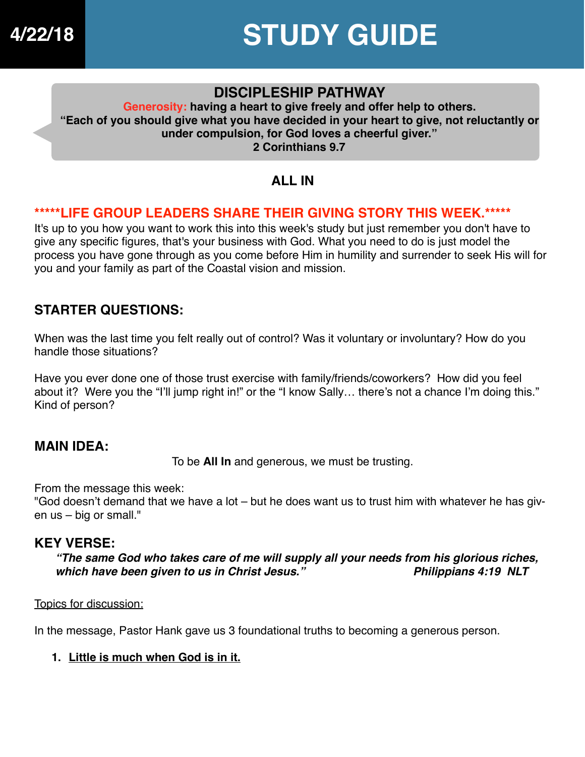**4/22/18**

# STUDY GUIDE

## DISCIPLESHIP PATHWAY

**Generosity: having a heart to give freely and offer help to others.**
**"Each of you should give what you have decided in your heart to give, not reluctantly or under compulsion, for God loves a cheerful giver."**
**2 Corinthians 9.7**

## ALL IN

**\*\*\*\*\*LIFE GROUP LEADERS SHARE THEIR GIVING STORY THIS WEEK.\*\*\*\*\***

It's up to you how you want to work this into this week's study but just remember you don't have to give any specific figures, that's your business with God. What you need to do is just model the process you have gone through as you come before Him in humility and surrender to seek His will for you and your family as part of the Coastal vision and mission.

### STARTER QUESTIONS:

When was the last time you felt really out of control? Was it voluntary or involuntary? How do you handle those situations?

Have you ever done one of those trust exercise with family/friends/coworkers? How did you feel about it? Were you the "I'll jump right in!" or the "I know Sally… there's not a chance I'm doing this." Kind of person?

### MAIN IDEA:

To be **All In** and generous, we must be trusting.

From the message this week:
"God doesn't demand that we have a lot – but he does want us to trust him with whatever he has given us – big or small."

### KEY VERSE:

***"The same God who takes care of me will supply all your needs from his glorious riches, which have been given to us in Christ Jesus."*** ***Philippians 4:19 NLT***

Topics for discussion:

In the message, Pastor Hank gave us 3 foundational truths to becoming a generous person.

1. **Little is much when God is in it.**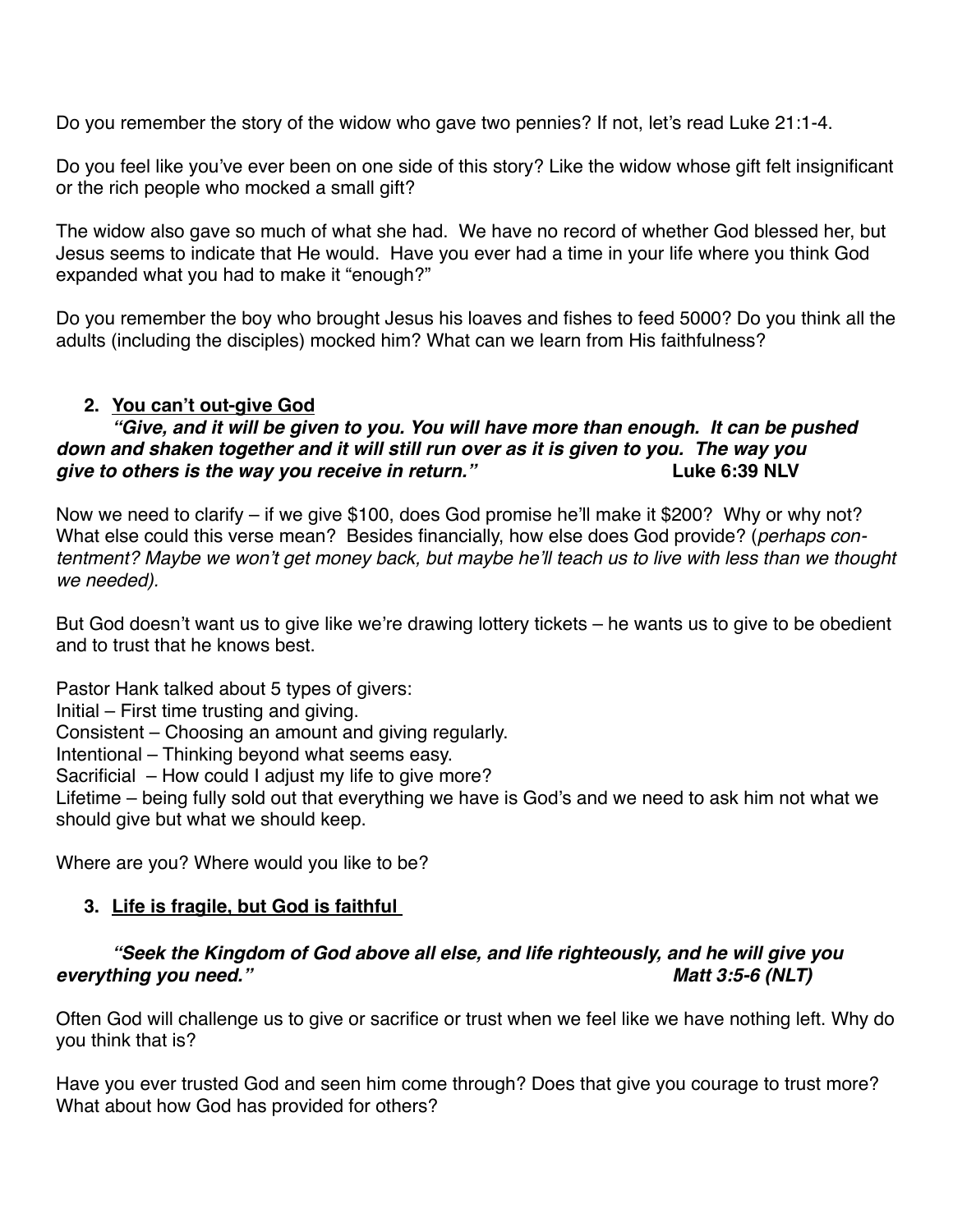Do you remember the story of the widow who gave two pennies? If not, let's read Luke 21:1-4.

Do you feel like you've ever been on one side of this story? Like the widow whose gift felt insignificant or the rich people who mocked a small gift?

The widow also gave so much of what she had. We have no record of whether God blessed her, but Jesus seems to indicate that He would. Have you ever had a time in your life where you think God expanded what you had to make it "enough?"

Do you remember the boy who brought Jesus his loaves and fishes to feed 5000? Do you think all the adults (including the disciples) mocked him? What can we learn from His faithfulness?

2. **<u>You can't out-give God</u>**

***"Give, and it will be given to you. You will have more than enough. It can be pushed down and shaken together and it will still run over as it is given to you. The way you give to others is the way you receive in return."*** **Luke 6:39 NLV**

Now we need to clarify – if we give $100, does God promise he'll make it $200? Why or why not? What else could this verse mean? Besides financially, how else does God provide? (*perhaps contentment? Maybe we won't get money back, but maybe he'll teach us to live with less than we thought we needed).*

But God doesn't want us to give like we're drawing lottery tickets – he wants us to give to be obedient and to trust that he knows best.

Pastor Hank talked about 5 types of givers:
Initial – First time trusting and giving.
Consistent – Choosing an amount and giving regularly.
Intentional – Thinking beyond what seems easy.
Sacrificial – How could I adjust my life to give more?
Lifetime – being fully sold out that everything we have is God's and we need to ask him not what we should give but what we should keep.

Where are you? Where would you like to be?

3. **<u>Life is fragile, but God is faithful</u>**

***"Seek the Kingdom of God above all else, and life righteously, and he will give you everything you need."*** ***Matt 3:5-6 (NLT)***

Often God will challenge us to give or sacrifice or trust when we feel like we have nothing left. Why do you think that is?

Have you ever trusted God and seen him come through? Does that give you courage to trust more? What about how God has provided for others?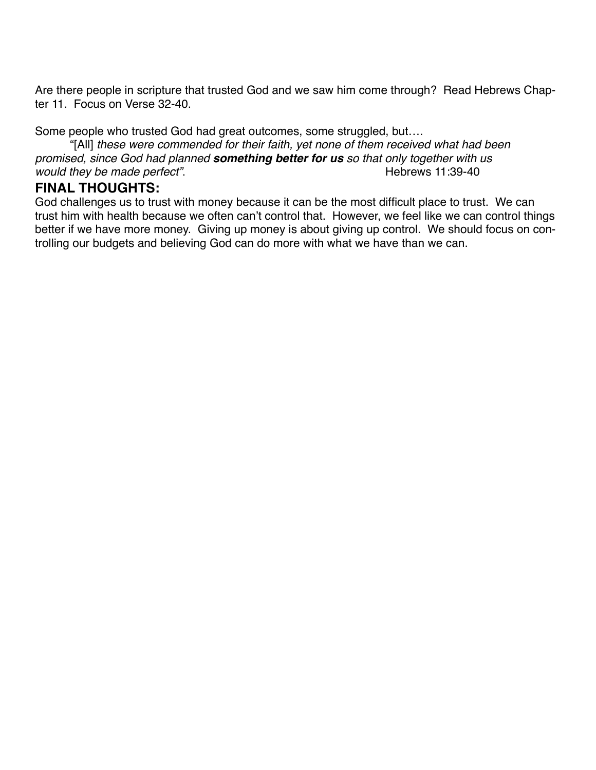Are there people in scripture that trusted God and we saw him come through? Read Hebrews Chapter 11. Focus on Verse 32-40.

Some people who trusted God had great outcomes, some struggled, but….

"[All] *these were commended for their faith, yet none of them received what had been promised, since God had planned* ***something better for us*** *so that only together with us would they be made perfect"*. Hebrews 11:39-40

## FINAL THOUGHTS:

God challenges us to trust with money because it can be the most difficult place to trust. We can trust him with health because we often can't control that. However, we feel like we can control things better if we have more money. Giving up money is about giving up control. We should focus on controlling our budgets and believing God can do more with what we have than we can.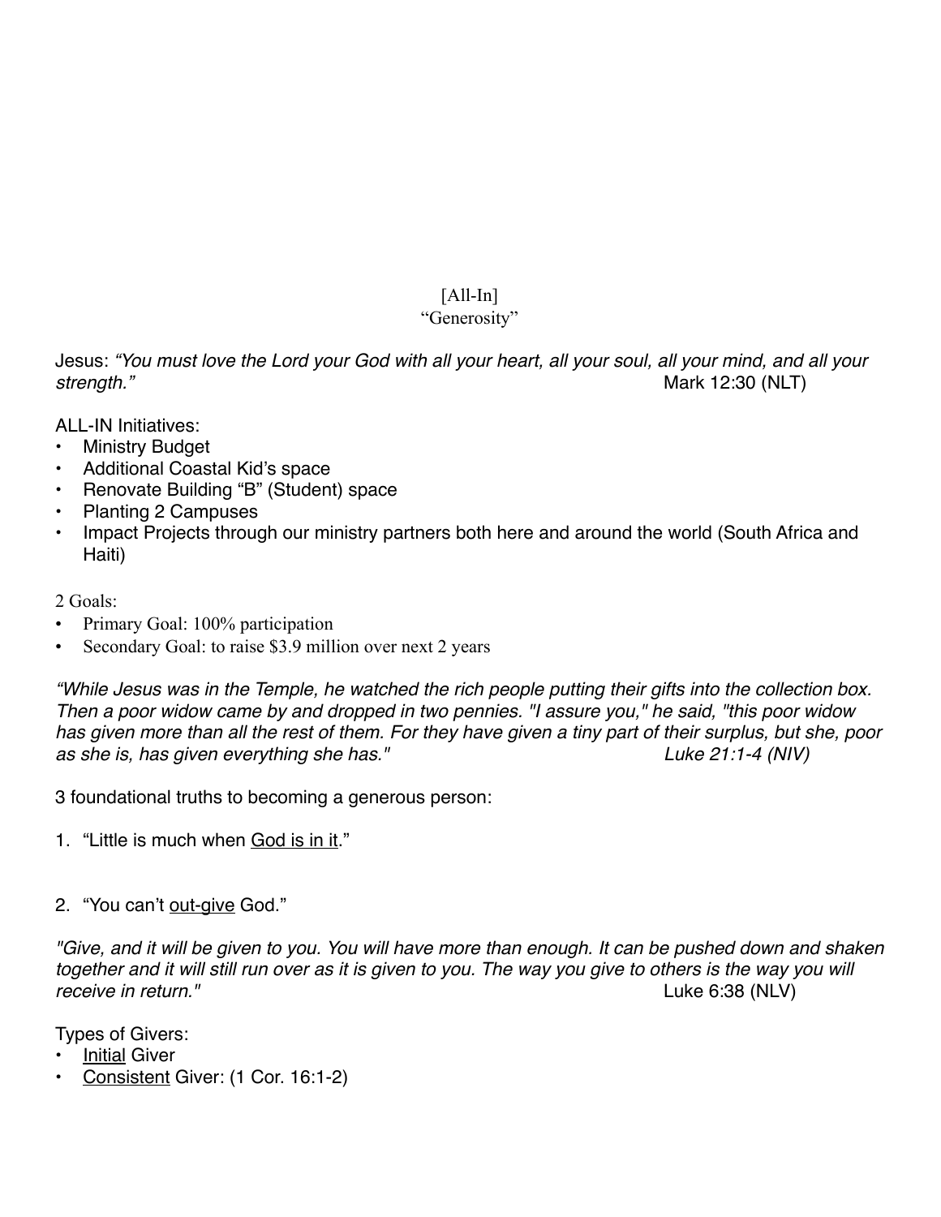[All-In]
"Generosity"

Jesus: *"You must love the Lord your God with all your heart, all your soul, all your mind, and all your strength."* Mark 12:30 (NLT)

ALL-IN Initiatives:

- Ministry Budget
- Additional Coastal Kid's space
- Renovate Building "B" (Student) space
- Planting 2 Campuses
- Impact Projects through our ministry partners both here and around the world (South Africa and Haiti)

2 Goals:

- Primary Goal: 100% participation
- Secondary Goal: to raise $3.9 million over next 2 years

*"While Jesus was in the Temple, he watched the rich people putting their gifts into the collection box. Then a poor widow came by and dropped in two pennies. "I assure you," he said, "this poor widow has given more than all the rest of them. For they have given a tiny part of their surplus, but she, poor as she is, has given everything she has." Luke 21:1-4 (NIV)*

3 foundational truths to becoming a generous person:

1. "Little is much when <u>God is in it</u>."

2. "You can't <u>out-give</u> God."

*"Give, and it will be given to you. You will have more than enough. It can be pushed down and shaken together and it will still run over as it is given to you. The way you give to others is the way you will receive in return."* Luke 6:38 (NLV)

Types of Givers:

- <u>Initial</u> Giver
- <u>Consistent</u> Giver: (1 Cor. 16:1-2)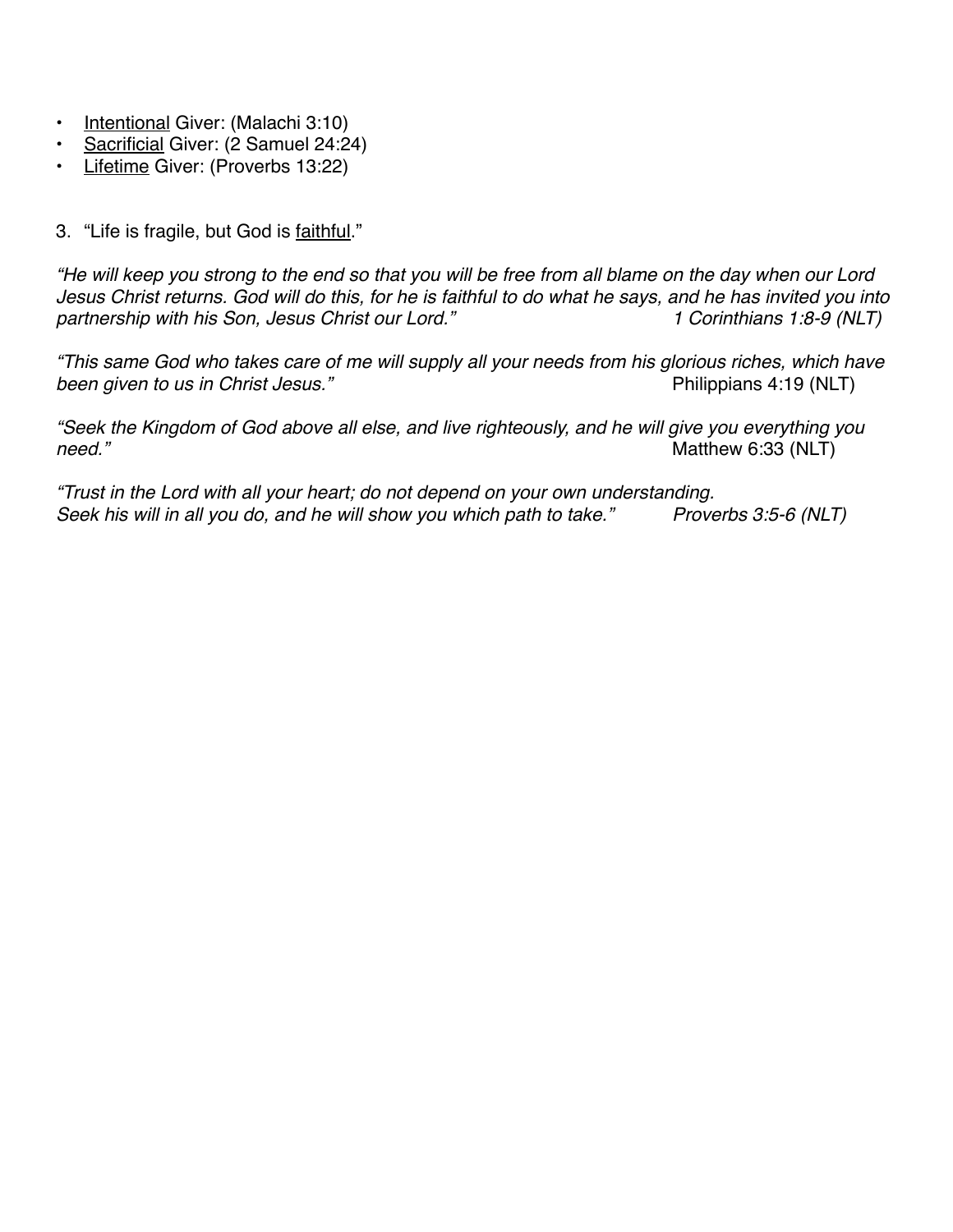- <u>Intentional</u> Giver: (Malachi 3:10)
- <u>Sacrificial</u> Giver: (2 Samuel 24:24)
- <u>Lifetime</u> Giver: (Proverbs 13:22)

3. "Life is fragile, but God is <u>faithful</u>."

*"He will keep you strong to the end so that you will be free from all blame on the day when our Lord Jesus Christ returns. God will do this, for he is faithful to do what he says, and he has invited you into partnership with his Son, Jesus Christ our Lord."* *1 Corinthians 1:8-9 (NLT)*

*"This same God who takes care of me will supply all your needs from his glorious riches, which have been given to us in Christ Jesus."* Philippians 4:19 (NLT)

*"Seek the Kingdom of God above all else, and live righteously, and he will give you everything you need."* Matthew 6:33 (NLT)

*"Trust in the Lord with all your heart; do not depend on your own understanding.*
*Seek his will in all you do, and he will show you which path to take."* *Proverbs 3:5-6 (NLT)*